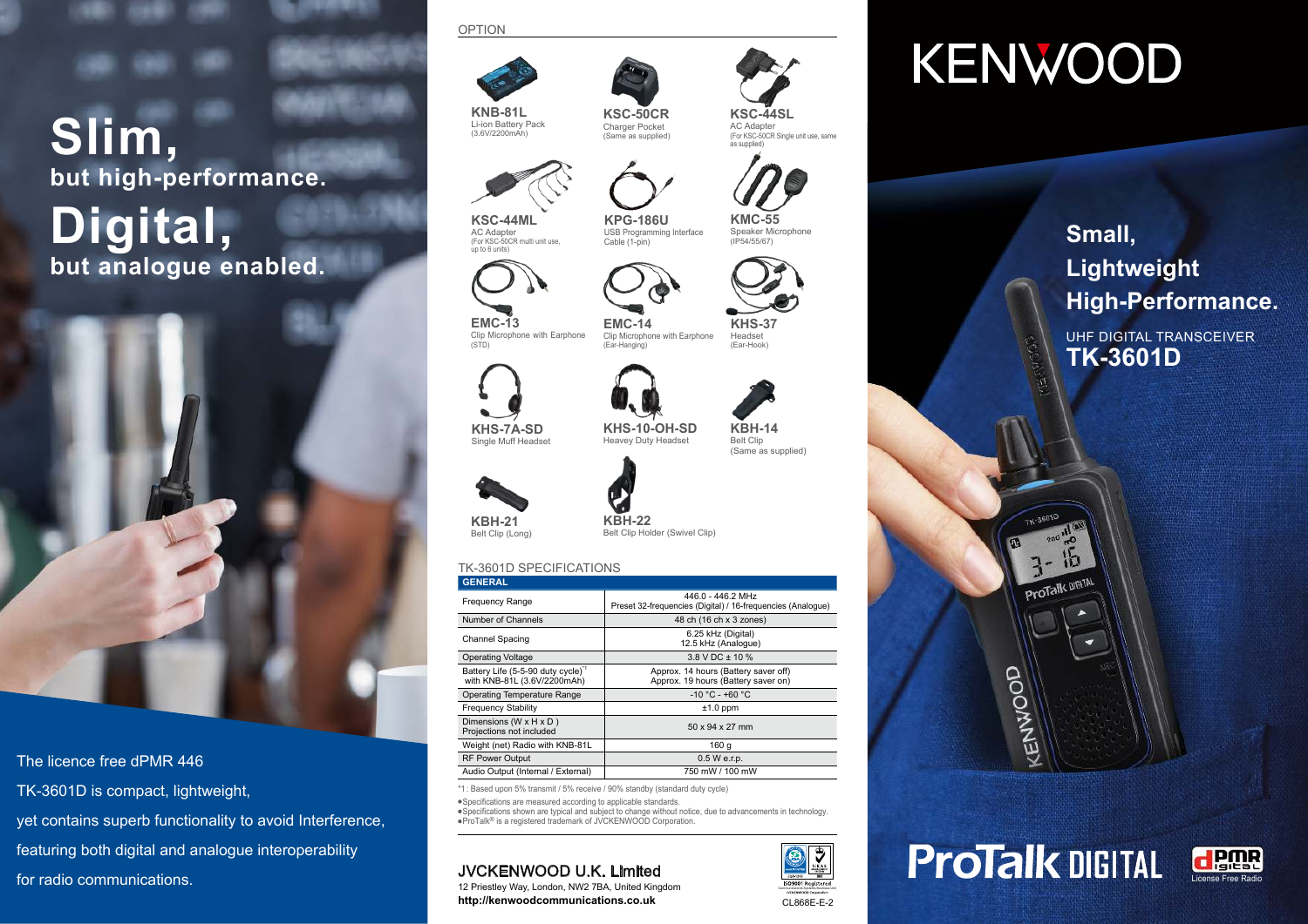# Slim,

## but high-performance.

# Digital,

## but analogue enabled.

The licence free dPMR 446 TK-3601D is compact, lightweight, yet contains superb functionality to avoid Interference, featuring both digital and analogue interoperability for radio communications.

## OPTION

**KNB-81L**
Li-ion Battery Pack
(3.6V/2200mAh)

**KSC-50CR**
Charger Pocket
(Same as supplied)

**KSC-44SL**
AC Adapter
(For KSC-50CR Single unit use, same as supplied)

**KSC-44ML**
AC Adapter
(For KSC-50CR multi unit use, up to 6 units)

**KPG-186U**
USB Programming Interface Cable (1-pin)

**KMC-55**
Speaker Microphone
(IP54/55/67)

**EMC-13**
Clip Microphone with Earphone
(STD)

**EMC-14**
Clip Microphone with Earphone
(Ear-Hanging)

**KHS-37**
Headset
(Ear-Hook)

**KHS-7A-SD**
Single Muff Headset

**KHS-10-OH-SD**
Heavy Duty Headset

**KBH-14**
Belt Clip
(Same as supplied)

**KBH-21**
Belt Clip (Long)

**KBH-22**
Belt Clip Holder (Swivel Clip)

## TK-3601D SPECIFICATIONS

| GENERAL | |
|---|---|
| Frequency Range | 446.0 - 446.2 MHz<br>Preset 32-frequencies (Digital) / 16-frequencies (Analogue) |
| Number of Channels | 48 ch (16 ch x 3 zones) |
| Channel Spacing | 6.25 kHz (Digital)<br>12.5 kHz (Analogue) |
| Operating Voltage | 3.8 V DC ± 10 % |
| Battery Life (5-5-90 duty cycle)[*1] with KNB-81L (3.6V/2200mAh) | Approx. 14 hours (Battery saver off)<br>Approx. 19 hours (Battery saver on) |
| Operating Temperature Range | -10 °C - +60 °C |
| Frequency Stability | ±1.0 ppm |
| Dimensions (W x H x D )<br>Projections not included | 50 x 94 x 27 mm |
| Weight (net) Radio with KNB-81L | 160 g |
| RF Power Output | 0.5 W e.r.p. |
| Audio Output (Internal / External) | 750 mW / 100 mW |

*1 : Based upon 5% transmit / 5% receive / 90% standby (standard duty cycle)

- Specifications are measured according to applicable standards.
- Specifications shown are typical and subject to change without notice, due to advancements in technology.
- ProTalk® is a registered trademark of JVCKENWOOD Corporation.

**JVCKENWOOD U.K. Limited**
12 Priestley Way, London, NW2 7BA, United Kingdom
**http://kenwoodcommunications.co.uk**

ISO9001 Registered

CL868E-E-2

# KENWOOD

## Small, Lightweight High-Performance.

UHF DIGITAL TRANSCEIVER
## TK-3601D

**ProTalk DIGITAL**

dPMR License Free Radio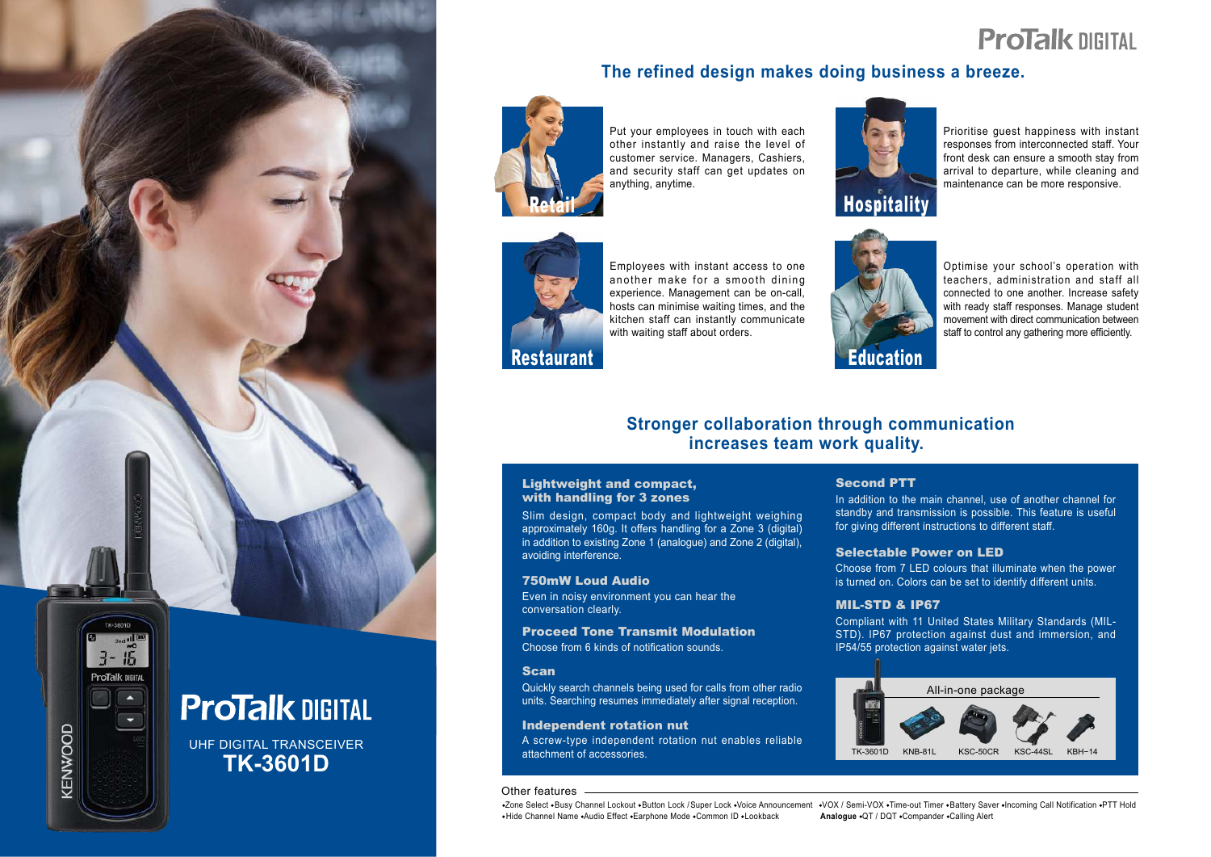# ProTalk DIGITAL

UHF DIGITAL TRANSCEIVER

**TK-3601D**

## The refined design makes doing business a breeze.

### Retail

Put your employees in touch with each other instantly and raise the level of customer service. Managers, Cashiers, and security staff can get updates on anything, anytime.

### Hospitality

Prioritise guest happiness with instant responses from interconnected staff. Your front desk can ensure a smooth stay from arrival to departure, while cleaning and maintenance can be more responsive.

### Restaurant

Employees with instant access to one another make for a smooth dining experience. Management can be on-call, hosts can minimise waiting times, and the kitchen staff can instantly communicate with waiting staff about orders.

### Education

Optimise your school's operation with teachers, administration and staff all connected to one another. Increase safety with ready staff responses. Manage student movement with direct communication between staff to control any gathering more efficiently.

## Stronger collaboration through communication increases team work quality.

### Lightweight and compact, with handling for 3 zones

Slim design, compact body and lightweight weighing approximately 160g. It offers handling for a Zone 3 (digital) in addition to existing Zone 1 (analogue) and Zone 2 (digital), avoiding interference.

### 750mW Loud Audio

Even in noisy environment you can hear the conversation clearly.

### Proceed Tone Transmit Modulation

Choose from 6 kinds of notification sounds.

### Scan

Quickly search channels being used for calls from other radio units. Searching resumes immediately after signal reception.

### Independent rotation nut

A screw-type independent rotation nut enables reliable attachment of accessories.

### Second PTT

In addition to the main channel, use of another channel for standby and transmission is possible. This feature is useful for giving different instructions to different staff.

### Selectable Power on LED

Choose from 7 LED colours that illuminate when the power is turned on. Colors can be set to identify different units.

### MIL-STD & IP67

Compliant with 11 United States Military Standards (MIL-STD). IP67 protection against dust and immersion, and IP54/55 protection against water jets.

All-in-one package

TK-3601D KNB-81L KSC-50CR KSC-44SL KBH-14

### Other features

•Zone Select •Busy Channel Lockout •Button Lock / Super Lock •Voice Announcement •VOX / Semi-VOX •Time-out Timer •Battery Saver •Incoming Call Notification •PTT Hold •Hide Channel Name •Audio Effect •Earphone Mode •Common ID •Lookback

**Analogue** •QT / DQT •Compander •Calling Alert